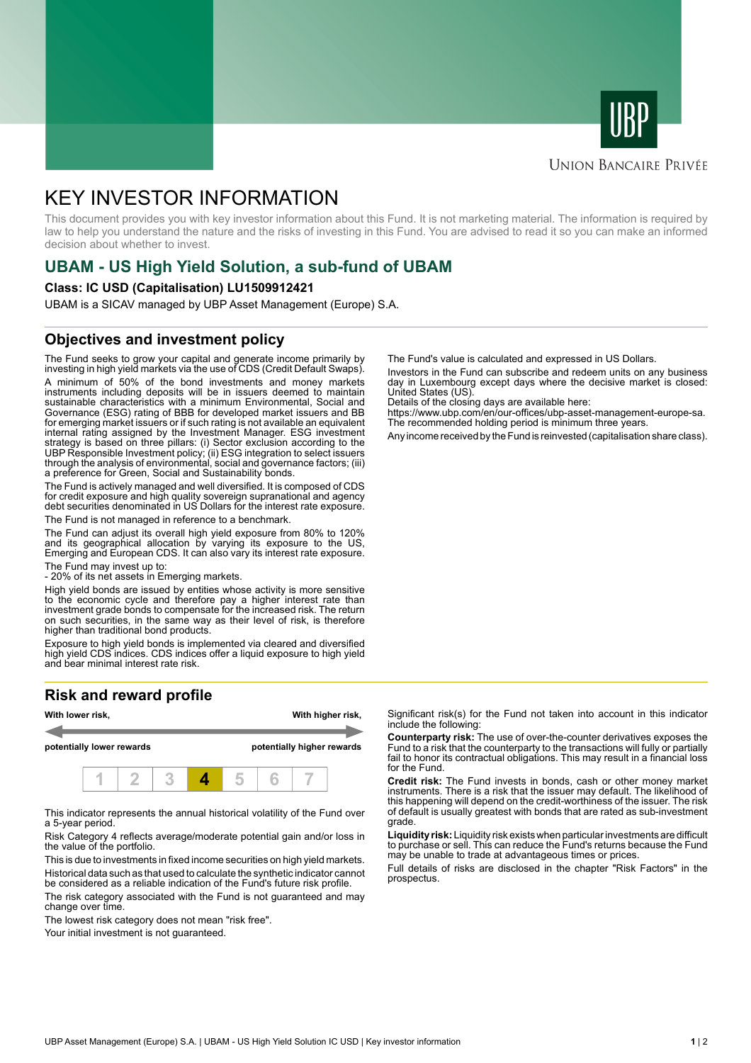UBP

Union Bancaire Privée

# KEY INVESTOR INFORMATION

This document provides you with key investor information about this Fund. It is not marketing material. The information is required by law to help you understand the nature and the risks of investing in this Fund. You are advised to read it so you can make an informed decision about whether to invest.

## UBAM - US High Yield Solution, a sub-fund of UBAM

**Class: IC USD (Capitalisation) LU1509912421**

UBAM is a SICAV managed by UBP Asset Management (Europe) S.A.

## Objectives and investment policy

The Fund seeks to grow your capital and generate income primarily by investing in high yield markets via the use of CDS (Credit Default Swaps).

A minimum of 50% of the bond and money markets instruments including deposits will be in issuers deemed to maintain sustainable characteristics with a minimum Environmental, Social and Governance (ESG) rating of BBB for developed market issuers and BB for emerging market issuers or if such rating is not available an equivalent internal rating assigned by the Investment Manager. ESG investment strategy is based on three pillars: (i) Sector exclusion according to the UBP Responsible Investment policy; (ii) ESG integration to select issuers through the analysis of environmental, social and governance factors; (iii) a preference for Green, Social and Sustainability bonds.

The Fund is actively managed and well diversified. It is composed of CDS for credit exposure and high quality sovereign supranational and agency debt securities denominated in US Dollars for the interest rate exposure.

The Fund is not managed in reference to a benchmark.

The Fund can adjust its overall high yield exposure from 80% to 120% and its geographical allocation by varying its exposure to the US, Emerging and European CDS. It can also vary its interest rate exposure.

The Fund may invest up to:
- 20% of its net assets in Emerging markets.

High yield bonds are issued by entities whose activity is more sensitive to the economic cycle and therefore pay a higher interest rate than investment grade bonds to compensate for the increased risk. The return on such securities, in the same way as their level of risk, is therefore higher than traditional bond products.

Exposure to high yield bonds is implemented via cleared and diversified high yield CDS indices. CDS indices offer a liquid exposure to high yield and bear minimal interest rate risk.

The Fund's value is calculated and expressed in US Dollars.

Investors in the Fund can subscribe and redeem units on any business day in Luxembourg except days where the decisive market is closed: United States (US).
Details of the closing days are available here:
https://www.ubp.com/en/our-offices/ubp-asset-management-europe-sa.
The recommended holding period is minimum three years.

Any income received by the Fund is reinvested (capitalisation share class).

## Risk and reward profile

| **With lower risk,** | | | | | | **With higher risk,** |
|---|---|---|---|---|---|---|
| **potentially lower rewards** | | | | | | **potentially higher rewards** |
| 1 | 2 | 3 | **4** | 5 | 6 | 7 |

This indicator represents the annual historical volatility of the Fund over a 5-year period.

Risk Category 4 reflects average/moderate potential gain and/or loss in the value of the portfolio.

This is due to investments in fixed income securities on high yield markets.

Historical data such as that used to calculate the synthetic indicator cannot be considered as a reliable indication of the Fund's future risk profile.

The risk category associated with the Fund is not guaranteed and may change over time.

The lowest risk category does not mean "risk free".

Your initial investment is not guaranteed.

Significant risk(s) for the Fund not taken into account in this indicator include the following:

**Counterparty risk:** The use of over-the-counter derivatives exposes the Fund to a risk that the counterparty to the transactions will fully or partially fail to honor its contractual obligations. This may result in a financial loss for the Fund.

**Credit risk:** The Fund invests in bonds, cash or other money market instruments. There is a risk that the issuer may default. The likelihood of this happening will depend on the credit-worthiness of the issuer. The risk of default is usually greatest with bonds that are rated as sub-investment grade.

**Liquidity risk:** Liquidity risk exists when particular investments are difficult to purchase or sell. This can reduce the Fund's returns because the Fund may be unable to trade at advantageous times or prices.

Full details of risks are disclosed in the chapter "Risk Factors" in the prospectus.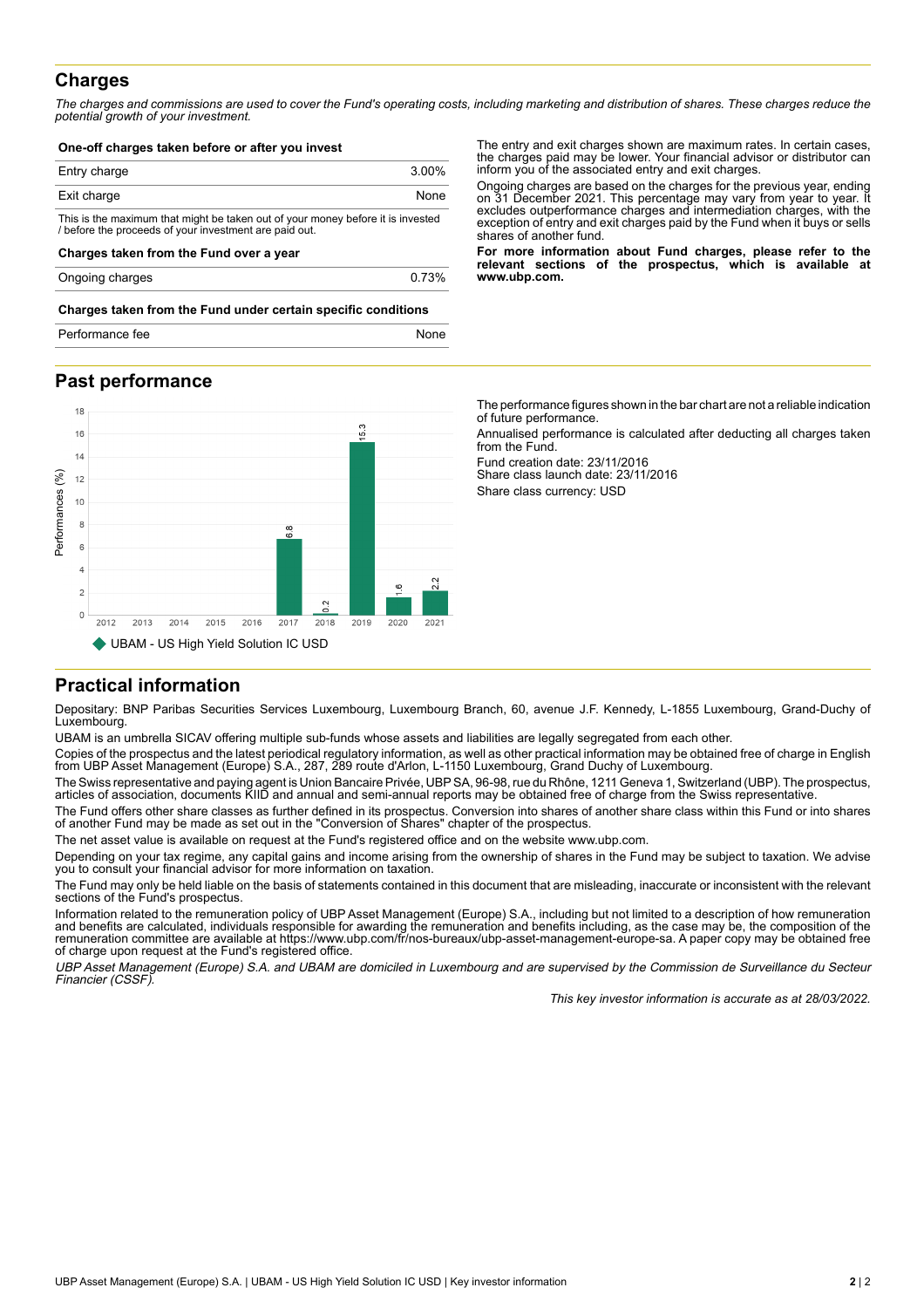## Charges

*The charges and commissions are used to cover the Fund's operating costs, including marketing and distribution of shares. These charges reduce the potential growth of your investment.*

| **One-off charges taken before or after you invest** | |
|---|---|
| Entry charge | 3.00% |
| Exit charge | None |

This is the maximum that might be taken out of your money before it is invested / before the proceeds of your investment are paid out.

| **Charges taken from the Fund over a year** | |
|---|---|
| Ongoing charges | 0.73% |

| **Charges taken from the Fund under certain specific conditions** | |
|---|---|
| Performance fee | None |

The entry and exit charges shown are maximum rates. In certain cases, the charges paid may be lower. Your financial advisor or distributor can inform you of the associated entry and exit charges.

Ongoing charges are based on the charges for the previous year, ending on 31 December 2021. This percentage may vary from year to year. It excludes outperformance charges and intermediation charges, with the exception of entry and exit charges paid by the Fund when it buys or sells shares of another fund.

**For more information about Fund charges, please refer to the relevant sections of the prospectus, which is available at www.ubp.com.**

## Past performance

Performances (%)

18
16
14
12
10
8
6
4
2
0

2012 2013 2014 2015 2016 2017 2018 2019 2020 2021

6.8
0.2
15.3
1.6
2.2

UBAM - US High Yield Solution IC USD

The performance figures shown in the bar chart are not a reliable indication of future performance.

Annualised performance is calculated after deducting all charges taken from the Fund.

Fund creation date: 23/11/2016
Share class launch date: 23/11/2016
Share class currency: USD

## Practical information

Depositary: BNP Paribas Securities Services Luxembourg, Luxembourg Branch, 60, avenue J.F. Kennedy, L-1855 Luxembourg, Grand-Duchy of Luxembourg.

UBAM is an umbrella SICAV offering multiple sub-funds whose assets and liabilities are legally segregated from each other.

Copies of the prospectus and the latest periodical regulatory information, as well as other practical information may be obtained free of charge in English from UBP Asset Management (Europe) S.A., 287, 289 route d'Arlon, L-1150 Luxembourg, Grand Duchy of Luxembourg.

The Swiss representative and paying agent is Union Bancaire Privée, UBP SA, 96-98, rue du Rhône, 1211 Geneva 1, Switzerland (UBP). The prospectus, articles of association, documents KIID and annual and semi-annual reports may be obtained free of charge from the Swiss representative.

The Fund offers other share classes as further defined in its prospectus. Conversion into shares of another share class within this Fund or into shares of another Fund may be made as set out in the "Conversion of Shares" chapter of the prospectus.

The net asset value is available on request at the Fund's registered office and on the website www.ubp.com.

Depending on your tax regime, any capital gains and income arising from the ownership of shares in the Fund may be subject to taxation. We advise you to consult your financial advisor for more information on taxation.

The Fund may only be held liable on the basis of statements contained in this document that are misleading, inaccurate or inconsistent with the relevant sections of the Fund's prospectus.

Information related to the remuneration policy of UBP Asset Management (Europe) S.A., including but not limited to a description of how remuneration and benefits are calculated, individuals responsible for awarding the remuneration and benefits including, as the case may be, the composition of the remuneration committee are available at https://www.ubp.com/fr/nos-bureaux/ubp-asset-management-europe-sa. A paper copy may be obtained free of charge upon request at the Fund's registered office.

*UBP Asset Management (Europe) S.A. and UBAM are domiciled in Luxembourg and are supervised by the Commission de Surveillance du Secteur Financier (CSSF).*

*This key investor information is accurate as at 28/03/2022.*